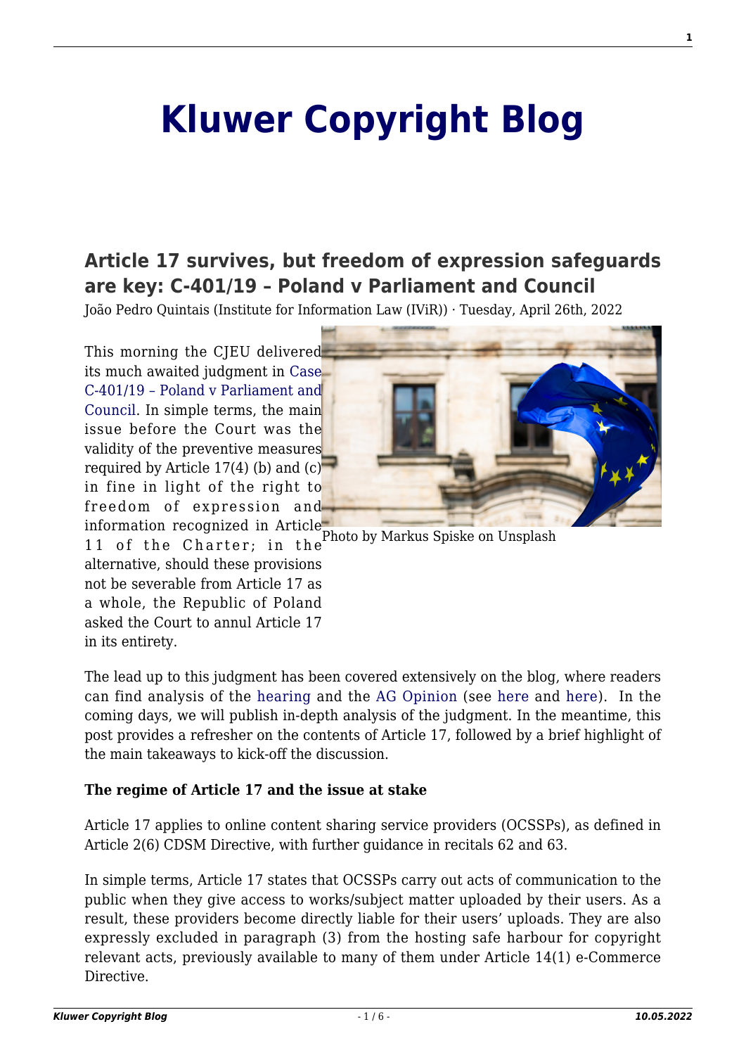# Kluwer Copyright Blog

## Article 17 survives, but freedom of expression safeguards are key: C-401/19 – Poland v Parliament and Council

João Pedro Quintais (Institute for Information Law (IViR)) · Tuesday, April 26th, 2022

This morning the CJEU delivered its much awaited judgment in Case C-401/19 – Poland v Parliament and Council. In simple terms, the main issue before the Court was the validity of the preventive measures required by Article 17(4) (b) and (c) in fine in light of the right to freedom of expression and information recognized in Article 11 of the Charter; in the alternative, should these provisions not be severable from Article 17 as a whole, the Republic of Poland asked the Court to annul Article 17 in its entirety.

Photo by Markus Spiske on Unsplash

The lead up to this judgment has been covered extensively on the blog, where readers can find analysis of the hearing and the AG Opinion (see here and here). In the coming days, we will publish in-depth analysis of the judgment. In the meantime, this post provides a refresher on the contents of Article 17, followed by a brief highlight of the main takeaways to kick-off the discussion.

**The regime of Article 17 and the issue at stake**

Article 17 applies to online content sharing service providers (OCSSPs), as defined in Article 2(6) CDSM Directive, with further guidance in recitals 62 and 63.

In simple terms, Article 17 states that OCSSPs carry out acts of communication to the public when they give access to works/subject matter uploaded by their users. As a result, these providers become directly liable for their users' uploads. They are also expressly excluded in paragraph (3) from the hosting safe harbour for copyright relevant acts, previously available to many of them under Article 14(1) e-Commerce Directive.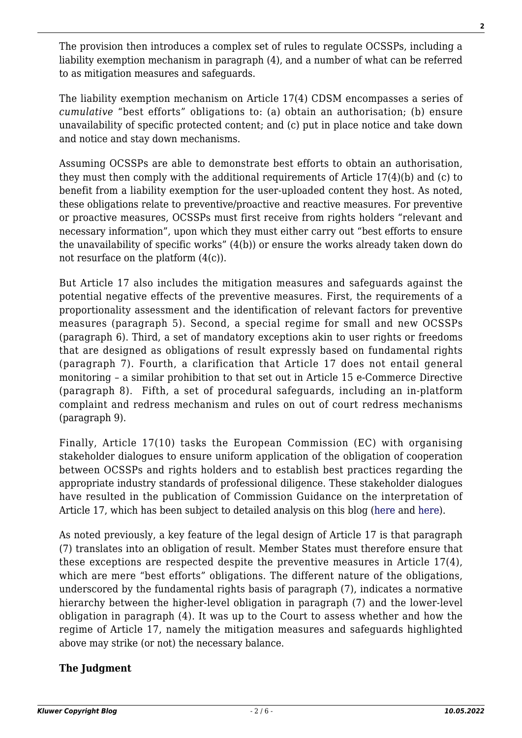The provision then introduces a complex set of rules to regulate OCSSPs, including a liability exemption mechanism in paragraph (4), and a number of what can be referred to as mitigation measures and safeguards.

The liability exemption mechanism on Article 17(4) CDSM encompasses a series of *cumulative* "best efforts" obligations to: (a) obtain an authorisation; (b) ensure unavailability of specific protected content; and (c) put in place notice and take down and notice and stay down mechanisms.

Assuming OCSSPs are able to demonstrate best efforts to obtain an authorisation, they must then comply with the additional requirements of Article 17(4)(b) and (c) to benefit from a liability exemption for the user-uploaded content they host. As noted, these obligations relate to preventive/proactive and reactive measures. For preventive or proactive measures, OCSSPs must first receive from rights holders "relevant and necessary information", upon which they must either carry out "best efforts to ensure the unavailability of specific works" (4(b)) or ensure the works already taken down do not resurface on the platform (4(c)).

But Article 17 also includes the mitigation measures and safeguards against the potential negative effects of the preventive measures. First, the requirements of a proportionality assessment and the identification of relevant factors for preventive measures (paragraph 5). Second, a special regime for small and new OCSSPs (paragraph 6). Third, a set of mandatory exceptions akin to user rights or freedoms that are designed as obligations of result expressly based on fundamental rights (paragraph 7). Fourth, a clarification that Article 17 does not entail general monitoring – a similar prohibition to that set out in Article 15 e-Commerce Directive (paragraph 8). Fifth, a set of procedural safeguards, including an in-platform complaint and redress mechanism and rules on out of court redress mechanisms (paragraph 9).

Finally, Article 17(10) tasks the European Commission (EC) with organising stakeholder dialogues to ensure uniform application of the obligation of cooperation between OCSSPs and rights holders and to establish best practices regarding the appropriate industry standards of professional diligence. These stakeholder dialogues have resulted in the publication of Commission Guidance on the interpretation of Article 17, which has been subject to detailed analysis on this blog (here and here).

As noted previously, a key feature of the legal design of Article 17 is that paragraph (7) translates into an obligation of result. Member States must therefore ensure that these exceptions are respected despite the preventive measures in Article 17(4), which are mere "best efforts" obligations. The different nature of the obligations, underscored by the fundamental rights basis of paragraph (7), indicates a normative hierarchy between the higher-level obligation in paragraph (7) and the lower-level obligation in paragraph (4). It was up to the Court to assess whether and how the regime of Article 17, namely the mitigation measures and safeguards highlighted above may strike (or not) the necessary balance.

**The Judgment**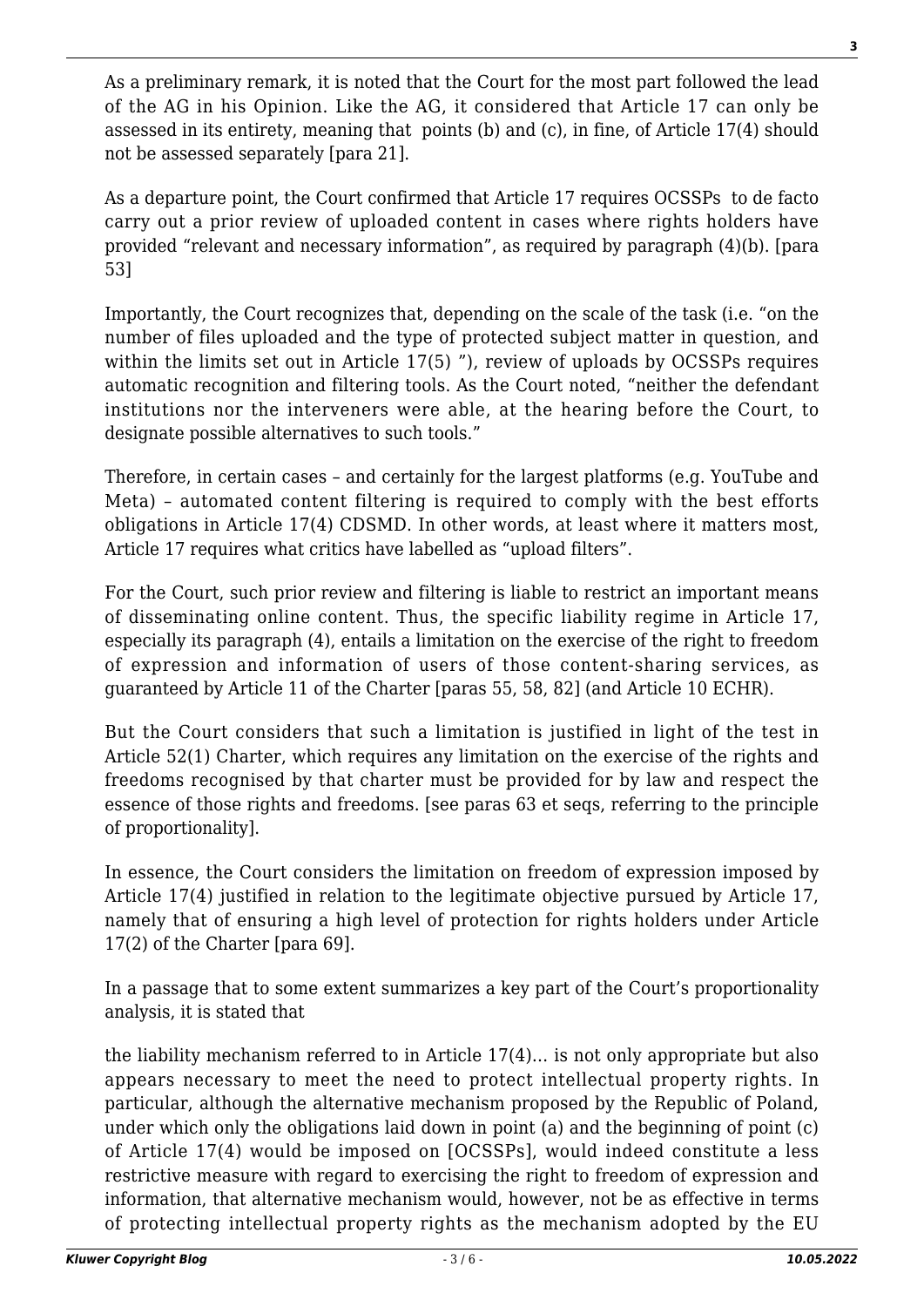As a preliminary remark, it is noted that the Court for the most part followed the lead of the AG in his Opinion. Like the AG, it considered that Article 17 can only be assessed in its entirety, meaning that points (b) and (c), in fine, of Article 17(4) should not be assessed separately [para 21].

As a departure point, the Court confirmed that Article 17 requires OCSSPs to de facto carry out a prior review of uploaded content in cases where rights holders have provided "relevant and necessary information", as required by paragraph (4)(b). [para 53]

Importantly, the Court recognizes that, depending on the scale of the task (i.e. "on the number of files uploaded and the type of protected subject matter in question, and within the limits set out in Article 17(5) "), review of uploads by OCSSPs requires automatic recognition and filtering tools. As the Court noted, "neither the defendant institutions nor the interveners were able, at the hearing before the Court, to designate possible alternatives to such tools."

Therefore, in certain cases – and certainly for the largest platforms (e.g. YouTube and Meta) – automated content filtering is required to comply with the best efforts obligations in Article 17(4) CDSMD. In other words, at least where it matters most, Article 17 requires what critics have labelled as "upload filters".

For the Court, such prior review and filtering is liable to restrict an important means of disseminating online content. Thus, the specific liability regime in Article 17, especially its paragraph (4), entails a limitation on the exercise of the right to freedom of expression and information of users of those content-sharing services, as guaranteed by Article 11 of the Charter [paras 55, 58, 82] (and Article 10 ECHR).

But the Court considers that such a limitation is justified in light of the test in Article 52(1) Charter, which requires any limitation on the exercise of the rights and freedoms recognised by that charter must be provided for by law and respect the essence of those rights and freedoms. [see paras 63 et seqs, referring to the principle of proportionality].

In essence, the Court considers the limitation on freedom of expression imposed by Article 17(4) justified in relation to the legitimate objective pursued by Article 17, namely that of ensuring a high level of protection for rights holders under Article 17(2) of the Charter [para 69].

In a passage that to some extent summarizes a key part of the Court's proportionality analysis, it is stated that

> the liability mechanism referred to in Article 17(4)… is not only appropriate but also appears necessary to meet the need to protect intellectual property rights. In particular, although the alternative mechanism proposed by the Republic of Poland, under which only the obligations laid down in point (a) and the beginning of point (c) of Article 17(4) would be imposed on [OCSSPs], would indeed constitute a less restrictive measure with regard to exercising the right to freedom of expression and information, that alternative mechanism would, however, not be as effective in terms of protecting intellectual property rights as the mechanism adopted by the EU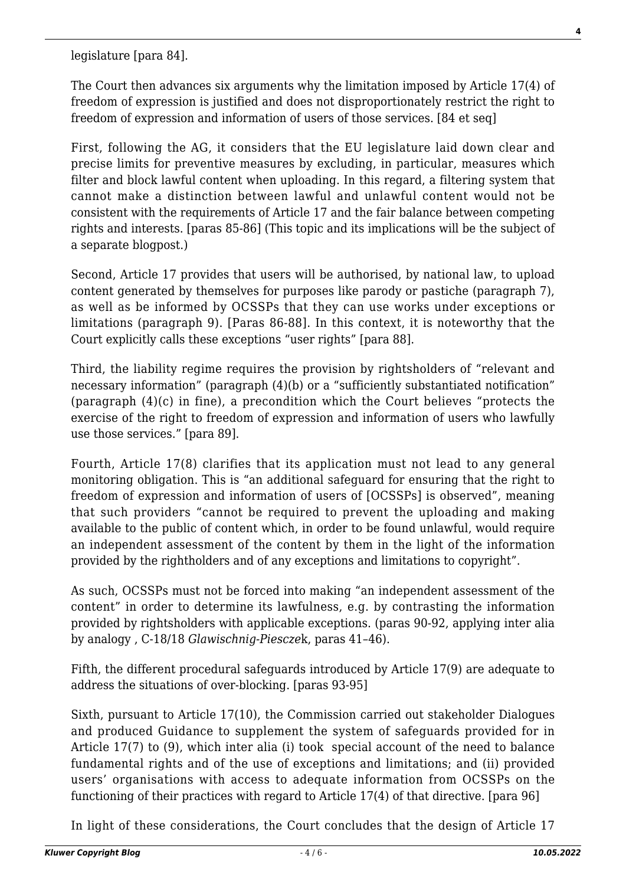legislature [para 84].

The Court then advances six arguments why the limitation imposed by Article 17(4) of freedom of expression is justified and does not disproportionately restrict the right to freedom of expression and information of users of those services. [84 et seq]

First, following the AG, it considers that the EU legislature laid down clear and precise limits for preventive measures by excluding, in particular, measures which filter and block lawful content when uploading. In this regard, a filtering system that cannot make a distinction between lawful and unlawful content would not be consistent with the requirements of Article 17 and the fair balance between competing rights and interests. [paras 85-86] (This topic and its implications will be the subject of a separate blogpost.)

Second, Article 17 provides that users will be authorised, by national law, to upload content generated by themselves for purposes like parody or pastiche (paragraph 7), as well as be informed by OCSSPs that they can use works under exceptions or limitations (paragraph 9). [Paras 86-88]. In this context, it is noteworthy that the Court explicitly calls these exceptions "user rights" [para 88].

Third, the liability regime requires the provision by rightsholders of "relevant and necessary information" (paragraph (4)(b) or a "sufficiently substantiated notification" (paragraph (4)(c) in fine), a precondition which the Court believes "protects the exercise of the right to freedom of expression and information of users who lawfully use those services." [para 89].

Fourth, Article 17(8) clarifies that its application must not lead to any general monitoring obligation. This is "an additional safeguard for ensuring that the right to freedom of expression and information of users of [OCSSPs] is observed", meaning that such providers "cannot be required to prevent the uploading and making available to the public of content which, in order to be found unlawful, would require an independent assessment of the content by them in the light of the information provided by the rightholders and of any exceptions and limitations to copyright".

As such, OCSSPs must not be forced into making "an independent assessment of the content" in order to determine its lawfulness, e.g. by contrasting the information provided by rightsholders with applicable exceptions. (paras 90-92, applying inter alia by analogy , C-18/18 *Glawischnig-Piesczek*, paras 41–46).

Fifth, the different procedural safeguards introduced by Article 17(9) are adequate to address the situations of over-blocking. [paras 93-95]

Sixth, pursuant to Article 17(10), the Commission carried out stakeholder Dialogues and produced Guidance to supplement the system of safeguards provided for in Article 17(7) to (9), which inter alia (i) took special account of the need to balance fundamental rights and of the use of exceptions and limitations; and (ii) provided users' organisations with access to adequate information from OCSSPs on the functioning of their practices with regard to Article 17(4) of that directive. [para 96]

In light of these considerations, the Court concludes that the design of Article 17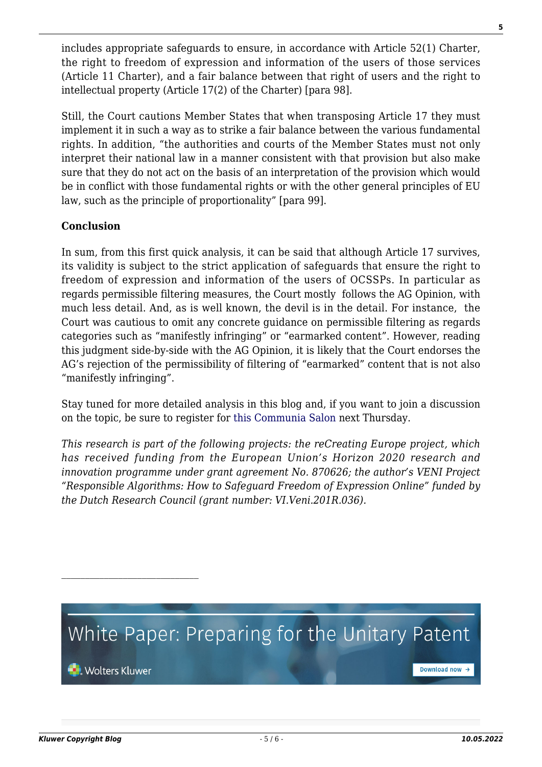includes appropriate safeguards to ensure, in accordance with Article 52(1) Charter, the right to freedom of expression and information of the users of those services (Article 11 Charter), and a fair balance between that right of users and the right to intellectual property (Article 17(2) of the Charter) [para 98].

Still, the Court cautions Member States that when transposing Article 17 they must implement it in such a way as to strike a fair balance between the various fundamental rights. In addition, "the authorities and courts of the Member States must not only interpret their national law in a manner consistent with that provision but also make sure that they do not act on the basis of an interpretation of the provision which would be in conflict with those fundamental rights or with the other general principles of EU law, such as the principle of proportionality" [para 99].

**Conclusion**

In sum, from this first quick analysis, it can be said that although Article 17 survives, its validity is subject to the strict application of safeguards that ensure the right to freedom of expression and information of the users of OCSSPs. In particular as regards permissible filtering measures, the Court mostly follows the AG Opinion, with much less detail. And, as is well known, the devil is in the detail. For instance, the Court was cautious to omit any concrete guidance on permissible filtering as regards categories such as "manifestly infringing" or "earmarked content". However, reading this judgment side-by-side with the AG Opinion, it is likely that the Court endorses the AG's rejection of the permissibility of filtering of "earmarked" content that is not also "manifestly infringing".

Stay tuned for more detailed analysis in this blog and, if you want to join a discussion on the topic, be sure to register for this Communia Salon next Thursday.

*This research is part of the following projects: the reCreating Europe project, which has received funding from the European Union's Horizon 2020 research and innovation programme under grant agreement No. 870626; the author's VENI Project "Responsible Algorithms: How to Safeguard Freedom of Expression Online" funded by the Dutch Research Council (grant number: VI.Veni.201R.036).*

White Paper: Preparing for the Unitary Patent

Wolters Kluwer

Download now →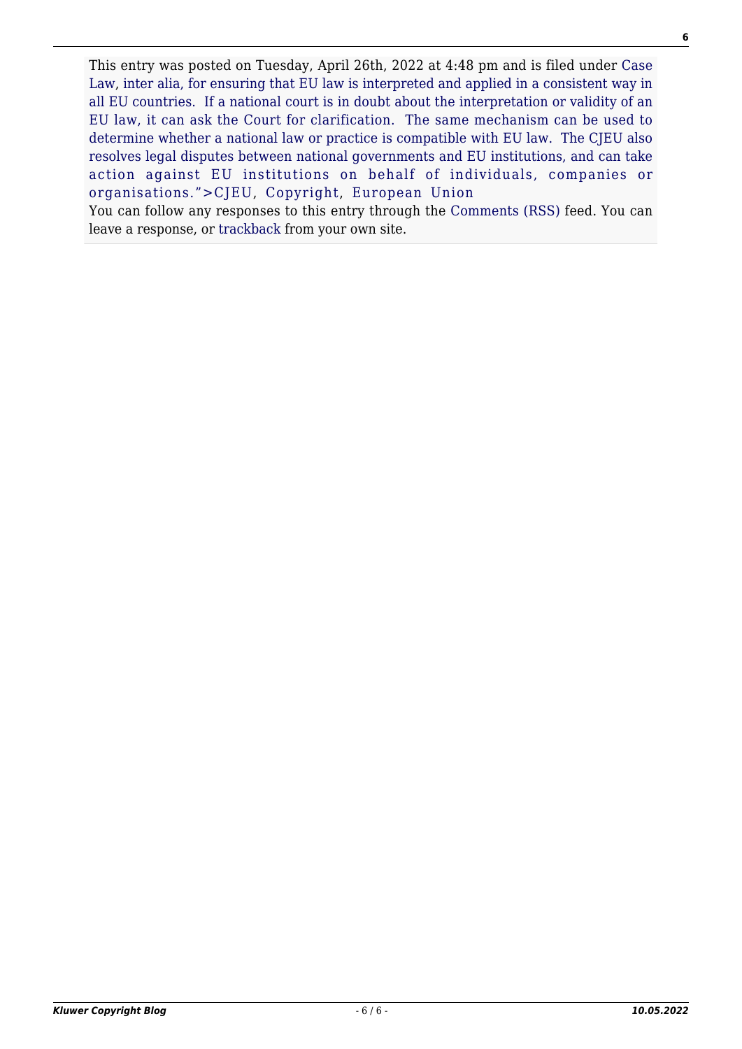This entry was posted on Tuesday, April 26th, 2022 at 4:48 pm and is filed under Case Law, inter alia, for ensuring that EU law is interpreted and applied in a consistent way in all EU countries. If a national court is in doubt about the interpretation or validity of an EU law, it can ask the Court for clarification. The same mechanism can be used to determine whether a national law or practice is compatible with EU law. The CJEU also resolves legal disputes between national governments and EU institutions, and can take action against EU institutions on behalf of individuals, companies or organisations.">CJEU, Copyright, European Union

You can follow any responses to this entry through the Comments (RSS) feed. You can leave a response, or trackback from your own site.